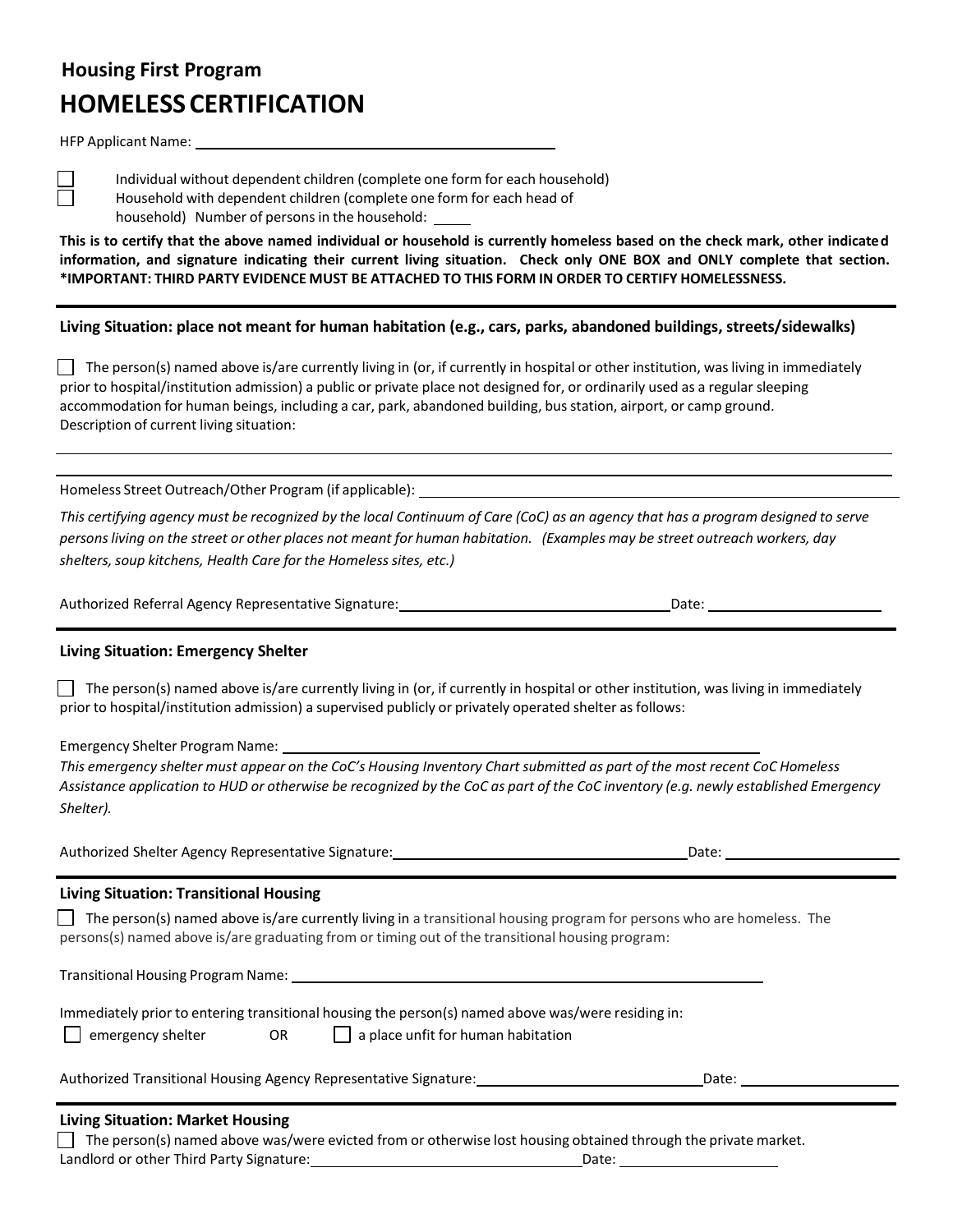**Housing First Program**

# HOMELESS CERTIFICATION

HFP Applicant Name: ______________________________

☐ Individual without dependent children (complete one form for each household)

☐ Household with dependent children (complete one form for each head of household) Number of persons in the household: _____

**This is to certify that the above named individual or household is currently homeless based on the check mark, other indicated information, and signature indicating their current living situation. Check only ONE BOX and ONLY complete that section. *IMPORTANT: THIRD PARTY EVIDENCE MUST BE ATTACHED TO THIS FORM IN ORDER TO CERTIFY HOMELESSNESS.**

---

**Living Situation: place not meant for human habitation (e.g., cars, parks, abandoned buildings, streets/sidewalks)**

☐ The person(s) named above is/are currently living in (or, if currently in hospital or other institution, was living in immediately prior to hospital/institution admission) a public or private place not designed for, or ordinarily used as a regular sleeping accommodation for human beings, including a car, park, abandoned building, bus station, airport, or camp ground.

Description of current living situation:

______________________________________________________________________

______________________________________________________________________

Homeless Street Outreach/Other Program (if applicable): ______________________________

*This certifying agency must be recognized by the local Continuum of Care (CoC) as an agency that has a program designed to serve persons living on the street or other places not meant for human habitation. (Examples may be street outreach workers, day shelters, soup kitchens, Health Care for the Homeless sites, etc.)*

Authorized Referral Agency Representative Signature: ______________________ Date: ______________

---

**Living Situation: Emergency Shelter**

☐ The person(s) named above is/are currently living in (or, if currently in hospital or other institution, was living in immediately prior to hospital/institution admission) a supervised publicly or privately operated shelter as follows:

Emergency Shelter Program Name: ______________________________

*This emergency shelter must appear on the CoC's Housing Inventory Chart submitted as part of the most recent CoC Homeless Assistance application to HUD or otherwise be recognized by the CoC as part of the CoC inventory (e.g. newly established Emergency Shelter).*

Authorized Shelter Agency Representative Signature: ______________________ Date: ______________

---

**Living Situation: Transitional Housing**

☐ The person(s) named above is/are currently living in a transitional housing program for persons who are homeless. The persons(s) named above is/are graduating from or timing out of the transitional housing program:

Transitional Housing Program Name: ______________________________

Immediately prior to entering transitional housing the person(s) named above was/were residing in:

☐ emergency shelter OR ☐ a place unfit for human habitation

Authorized Transitional Housing Agency Representative Signature: ______________________ Date: ______________

---

**Living Situation: Market Housing**

☐ The person(s) named above was/were evicted from or otherwise lost housing obtained through the private market.

Landlord or other Third Party Signature: ______________________ Date: ______________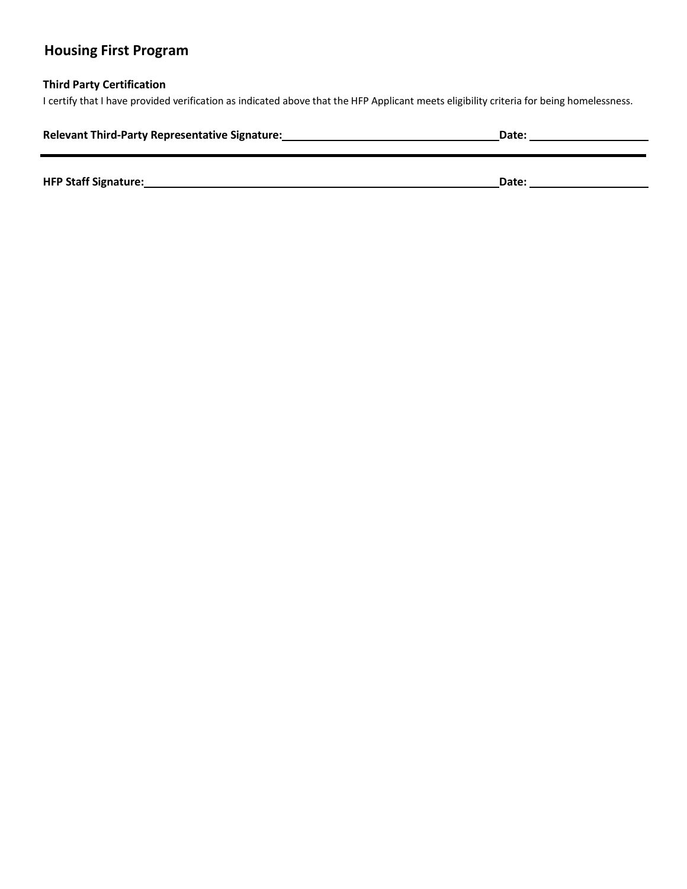## Housing First Program

**Third Party Certification**

I certify that I have provided verification as indicated above that the HFP Applicant meets eligibility criteria for being homelessness.

**Relevant Third-Party Representative Signature:** ______________________ **Date:** ____________

---

**HFP Staff Signature:** ______________________ **Date:** ____________